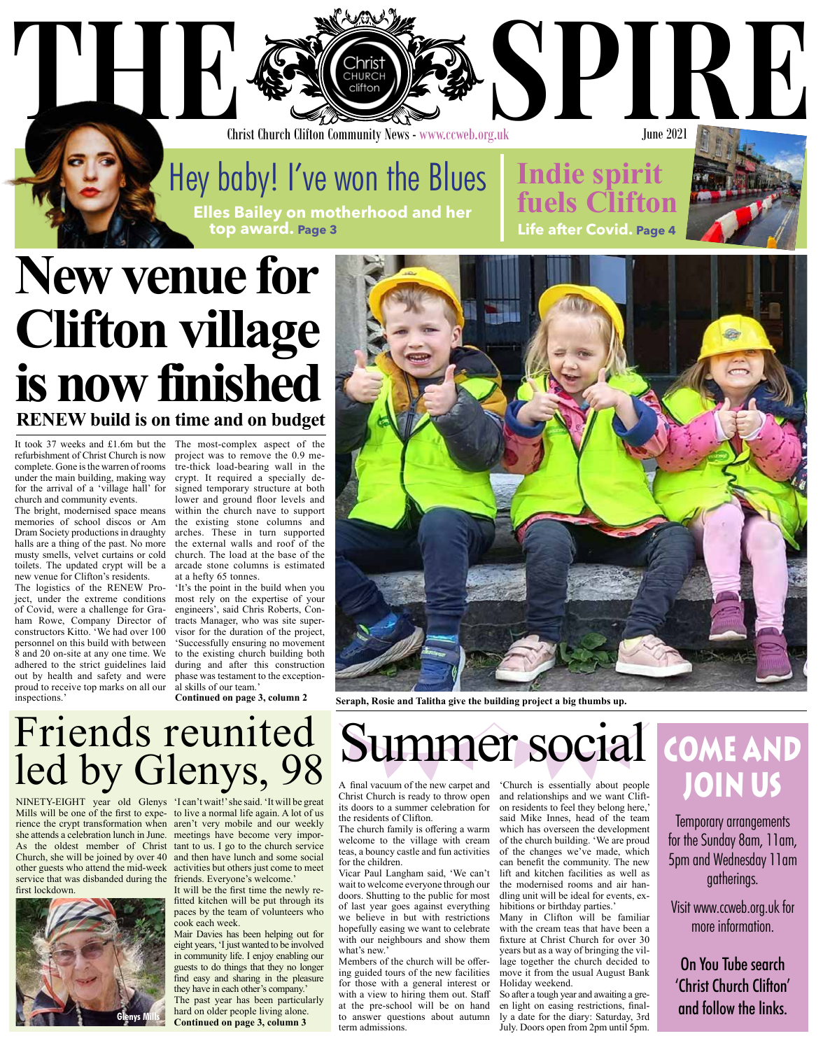# THE SPIRE

Christ Church Clifton Community News - www.ccweb.org.uk

June 2021

## Hey baby! I've won the Blues

**Elles Bailey on motherhood and her top award. Page 3**

## Indie spirit fuels Clifton

**Life after Covid. Page 4**

# New venue for Clifton village is now finished

### RENEW build is on time and on budget

It took 37 weeks and £1.6m but the refurbishment of Christ Church is now complete. Gone is the warren of rooms under the main building, making way for the arrival of a 'village hall' for church and community events.

The bright, modernised space means memories of school discos or Am Dram Society productions in draughty halls are a thing of the past. No more musty smells, velvet curtains or cold toilets. The updated crypt will be a new venue for Clifton's residents.

The logistics of the RENEW Project, under the extreme conditions of Covid, were a challenge for Graham Rowe, Company Director of constructors Kitto. 'We had over 100 personnel on this build with between 8 and 20 on-site at any one time. We adhered to the strict guidelines laid out by health and safety and were proud to receive top marks on all our inspections.'

The most-complex aspect of the project was to remove the 0.9 metre-thick load-bearing wall in the crypt. It required a specially designed temporary structure at both lower and ground floor levels and within the church nave to support the existing stone columns and arches. These in turn supported the external walls and roof of the church. The load at the base of the arcade stone columns is estimated at a hefty 65 tonnes.

'It's the point in the build when you most rely on the expertise of your engineers', said Chris Roberts, Contracts Manager, who was site supervisor for the duration of the project, 'Successfully ensuring no movement to the existing church building both during and after this construction phase was testament to the exceptional skills of our team.'

**Continued on page 3, column 2**

**Seraph, Rosie and Talitha give the building project a big thumbs up.**

# Friends reunited led by Glenys, 98

NINETY-EIGHT year old Glenys Mills will be one of the first to experience the crypt transformation when she attends a celebration lunch in June. As the oldest member of Christ Church, she will be joined by over 40 other guests who attend the mid-week service that was disbanded during the first lockdown.

Glenys Mills

'I can't wait!' she said. 'It will be great to live a normal life again. A lot of us aren't very mobile and our weekly meetings have become very important to us. I go to the church service and then have lunch and some social activities but others just come to meet friends. Everyone's welcome.'

It will be the first time the newly refitted kitchen will be put through its paces by the team of volunteers who cook each week.

Mair Davies has been helping out for eight years, 'I just wanted to be involved in community life. I enjoy enabling our guests to do things that they no longer find easy and sharing in the pleasure they have in each other's company.'

The past year has been particularly hard on older people living alone.

**Continued on page 3, column 3**

# Summer social

A final vacuum of the new carpet and Christ Church is ready to throw open its doors to a summer celebration for the residents of Clifton.

The church family is offering a warm welcome to the village with cream teas, a bouncy castle and fun activities for the children.

Vicar Paul Langham said, 'We can't wait to welcome everyone through our doors. Shutting to the public for most of last year goes against everything we believe in but with restrictions hopefully easing we want to celebrate with our neighbours and show them what's new.'

Members of the church will be offering guided tours of the new facilities for those with a general interest or with a view to hiring them out. Staff at the pre-school will be on hand to answer questions about autumn term admissions.

'Church is essentially about people and relationships and we want Clifton residents to feel they belong here,' said Mike Innes, head of the team which has overseen the development of the church building. 'We are proud of the changes we've made, which can benefit the community. The new lift and kitchen facilities as well as the modernised rooms and air handling unit will be ideal for events, exhibitions or birthday parties.'

Many in Clifton will be familiar with the cream teas that have been a fixture at Christ Church for over 30 years but as a way of bringing the village together the church decided to move it from the usual August Bank Holiday weekend.

So after a tough year and awaiting a green light on easing restrictions, finally a date for the diary: Saturday, 3rd July. Doors open from 2pm until 5pm.

## COME AND JOIN US

Temporary arrangements for the Sunday 8am, 11am, 5pm and Wednesday 11am gatherings.

Visit www.ccweb.org.uk for more information.

On You Tube search 'Christ Church Clifton' and follow the links.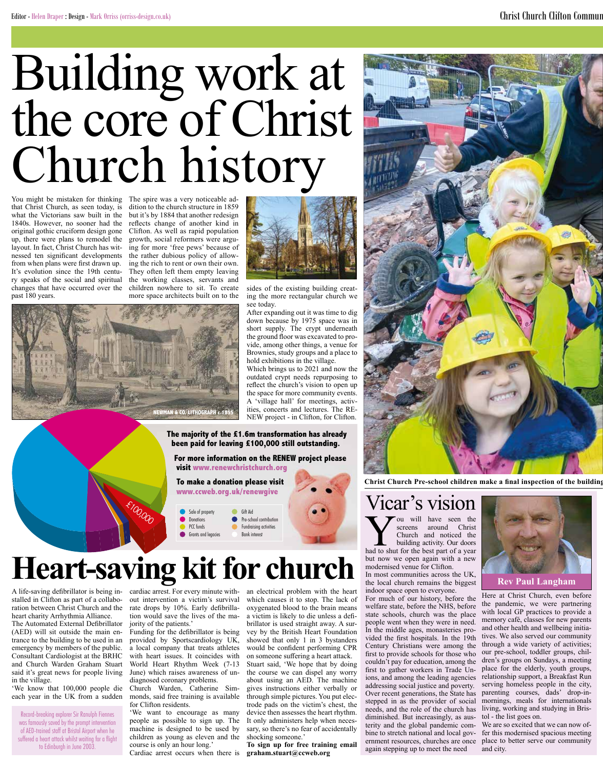# Building work at the core of Christ Church history

You might be mistaken for thinking that Christ Church, as seen today, is what the Victorians saw built in the 1840s. However, no sooner had the original gothic cruciform design gone up, there were plans to remodel the layout. In fact, Christ Church has witnessed ten significant developments from when plans were first drawn up. It's evolution since the 19th century speaks of the social and spiritual changes that have occurred over the past 180 years.

The spire was a very noticeable addition to the church structure in 1859 but it's by 1884 that another redesign reflects change of another kind in Clifton. As well as rapid population growth, social reformers were arguing for more 'free pews' because of the rather dubious policy of allowing the rich to rent or own their own. They often left them empty leaving the working classes, servants and children nowhere to sit. To create more space architects built on to the sides of the existing building creating the more rectangular church we see today.

After expanding out it was time to dig down because by 1975 space was in short supply. The crypt underneath the ground floor was excavated to provide, among other things, a venue for Brownies, study groups and a place to hold exhibitions in the village.

Which brings us to 2021 and now the outdated crypt needs repurposing to reflect the church's vision to open up the space for more community events. A 'village hall' for meetings, activities, concerts and lectures. The RENEW project - in Clifton, for Clifton.

NEWMAN & CO. LITHOGRAPH c.1855

**The majority of the £1.6m transformation has already been paid for leaving £100,000 still outstanding.**

**For more information on the RENEW project please visit www.renewchristchurch.org**

**To make a donation please visit www.ccweb.org.uk/renewgive**

£100,000

- Sale of property
- Donations
- PCC funds
- Grants and legacies
- Gift Aid
- Pre-school contribution
- Fundraising activities
- Bank interest

**Christ Church Pre-school children make a final inspection of the building**

# Heart-saving kit for church

A life-saving defibrillator is being installed in Clifton as part of a collaboration between Christ Church and the heart charity Arrhythmia Alliance.

The Automated External Defibrillator (AED) will sit outside the main entrance to the building to be used in an emergency by members of the public. Consultant Cardiologist at the BRHC and Church Warden Graham Stuart said it's great news for people living in the village.

'We know that 100,000 people die each year in the UK from a sudden cardiac arrest. For every minute without intervention a victim's survival rate drops by 10%. Early defibrillation would save the lives of the majority of the patients.'

Funding for the defibrillator is being provided by Sportscardiology UK, a local company that treats athletes with heart issues. It coincides with World Heart Rhythm Week (7-13 June) which raises awareness of undiagnosed coronary problems.

Church Warden, Catherine Simmonds, said free training is available for Clifton residents.

'We want to encourage as many people as possible to sign up. The machine is designed to be used by children as young as eleven and the course is only an hour long.'

Cardiac arrest occurs when there is an electrical problem with the heart which causes it to stop. The lack of oxygenated blood to the brain means a victim is likely to die unless a defibrillator is used straight away. A survey by the British Heart Foundation showed that only 1 in 3 bystanders would be confident performing CPR on someone suffering a heart attack.

Stuart said, 'We hope that by doing the course we can dispel any worry about using an AED. The machine gives instructions either verbally or through simple pictures. You put electrode pads on the victim's chest, the device then assesses the heart rhythm. It only administers help when necessary, so there's no fear of accidentally shocking someone.'

**To sign up for free training email graham.stuart@ccweb.org**

Record-breaking explorer Sir Ranulph Fiennes was famously saved by the prompt intervention of AED-trained staff at Bristol Airport when he suffered a heart attack whilst waiting for a flight to Edinburgh in June 2003.

# Vicar's vision

You will have seen the screens around Christ Church and noticed the building activity. Our doors had to shut for the best part of a year but now we open again with a new modernised venue for Clifton.

In most communities across the UK, the local church remains the biggest indoor space open to everyone.

For much of our history, before the welfare state, before the NHS, before state schools, church was the place people went when they were in need. In the middle ages, monasteries provided the first hospitals. In the 19th Century Christians were among the first to provide schools for those who couldn't pay for education, among the first to gather workers in Trade Unions, and among the leading agencies addressing social justice and poverty. Over recent generations, the State has stepped in as the provider of social needs, and the role of the church has diminished. But increasingly, as austerity and the global pandemic combine to stretch national and local government resources, churches are once again stepping up to meet the need

**Rev Paul Langham**

Here at Christ Church, even before the pandemic, we were partnering with local GP practices to provide a memory café, classes for new parents and other health and wellbeing initiatives. We also served our community through a wide variety of activities; our pre-school, toddler groups, children's groups on Sundays, a meeting place for the elderly, youth groups, relationship support, a Breakfast Run serving homeless people in the city, parenting courses, dads' drop-in mornings, meals for internationals living, working and studying in Bristol - the list goes on.

We are so excited that we can now offer this modernised spacious meeting place to better serve our community and city.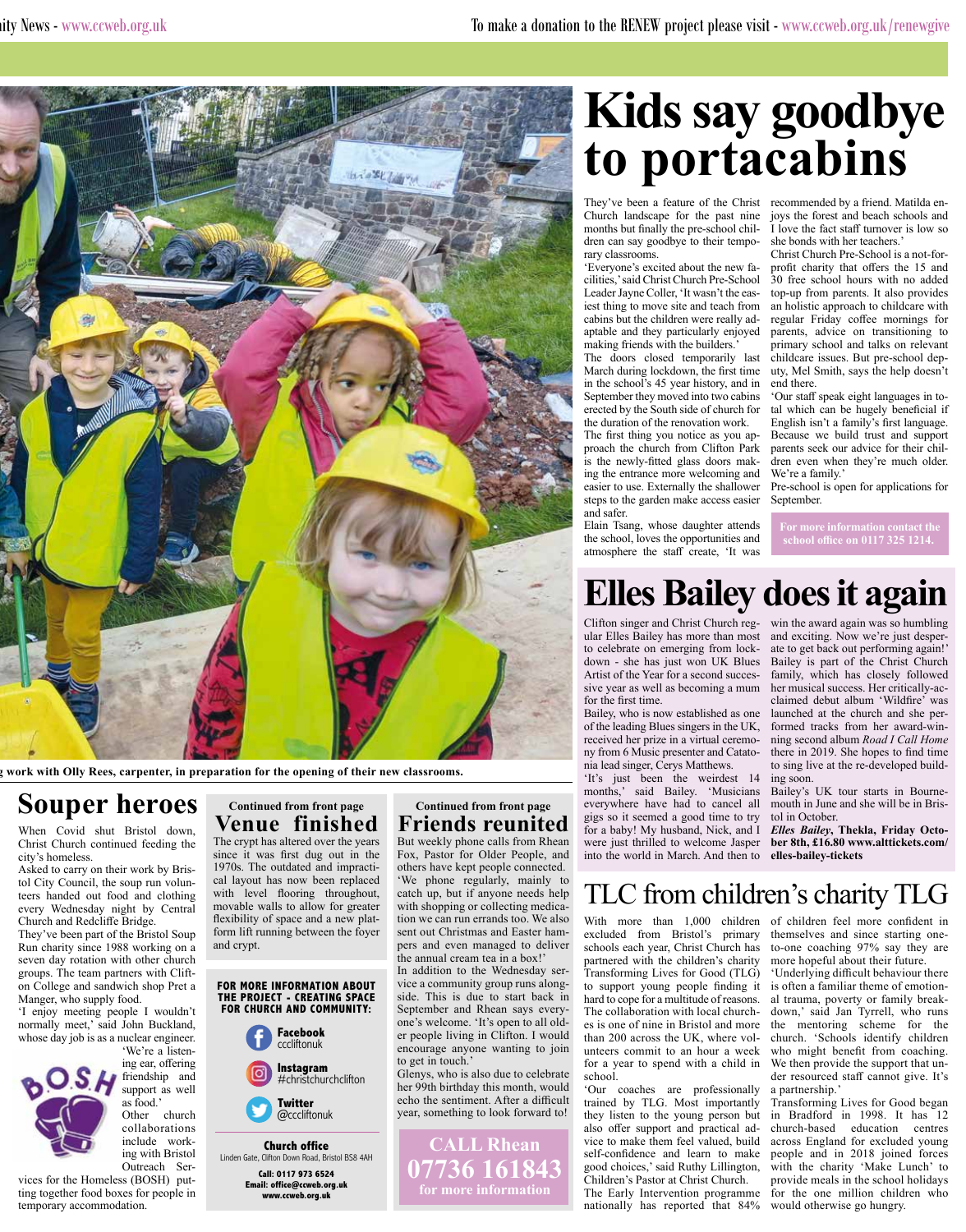# Kids say goodbye to portacabins

They've been a feature of the Christ Church landscape for the past nine months but finally the pre-school children can say goodbye to their temporary classrooms.

'Everyone's excited about the new facilities,' said Christ Church Pre-School Leader Jayne Coller, 'It wasn't the easiest thing to move site and teach from cabins but the children were really adaptable and they particularly enjoyed making friends with the builders.'

The doors closed temporarily last March during lockdown, the first time in the school's 45 year history, and in September they moved into two cabins erected by the South side of church for the duration of the renovation work.

The first thing you notice as you approach the church from Clifton Park is the newly-fitted glass doors making the entrance more welcoming and easier to use. Externally the shallower steps to the garden make access easier and safer.

Elain Tsang, whose daughter attends the school, loves the opportunities and atmosphere the staff create, 'It was recommended by a friend. Matilda enjoys the forest and beach schools and I love the fact staff turnover is low so she bonds with her teachers.'

Christ Church Pre-School is a not-for-profit charity that offers the 15 and 30 free school hours with no added top-up from parents. It also provides an holistic approach to childcare with regular Friday coffee mornings for parents, advice on transitioning to primary school and talks on relevant childcare issues. But pre-school deputy, Mel Smith, says the help doesn't end there.

'Our staff speak eight languages in total which can be hugely beneficial if English isn't a family's first language. Because we build trust and support parents seek our advice for their children even when they're much older. We're a family.'

Pre-school is open for applications for September.

**For more information contact the school office on 0117 325 1214.**

…g work with Olly Rees, carpenter, in preparation for the opening of their new classrooms.

# Elles Bailey does it again

Clifton singer and Christ Church regular Elles Bailey has more than most to celebrate on emerging from lockdown - she has just won UK Blues Artist of the Year for a second successive year as well as becoming a mum for the first time.

Bailey, who is now established as one of the leading Blues singers in the UK, received her prize in a virtual ceremony from 6 Music presenter and Catatonia lead singer, Cerys Matthews.

'It's just been the weirdest 14 months,' said Bailey. 'Musicians everywhere have had to cancel all gigs so it seemed a good time to try for a baby! My husband, Nick, and I were just thrilled to welcome Jasper into the world in March. And then to win the award again was so humbling and exciting. Now we're just desperate to get back out performing again!'

Bailey is part of the Christ Church family, which has closely followed her musical success. Her critically-acclaimed debut album 'Wildfire' was launched at the church and she performed tracks from her award-winning second album *Road I Call Home* there in 2019. She hopes to find time to sing live at the re-developed building soon.

Bailey's UK tour starts in Bournemouth in June and she will be in Bristol in October.

***Elles Bailey*, Thekla, Friday October 8th, £16.80 www.alttickets.com/elles-bailey-tickets**

# Souper heroes

When Covid shut Bristol down, Christ Church continued feeding the city's homeless.

Asked to carry on their work by Bristol City Council, the soup run volunteers handed out food and clothing every Wednesday night by Central Church and Redcliffe Bridge.

They've been part of the Bristol Soup Run charity since 1988 working on a seven day rotation with other church groups. The team partners with Clifton College and sandwich shop Pret a Manger, who supply food.

'I enjoy meeting people I wouldn't normally meet,' said John Buckland, whose day job is as a nuclear engineer. 'We're a listening ear, offering friendship and support as well as food.'

Other church collaborations include working with Bristol Outreach Services for the Homeless (BOSH) putting together food boxes for people in temporary accommodation.

Continued from front page

## Venue finished

The crypt has altered over the years since it was first dug out in the 1970s. The outdated and impractical layout has now been replaced with level flooring throughout, movable walls to allow for greater flexibility of space and a new platform lift running between the foyer and crypt.

**FOR MORE INFORMATION ABOUT THE PROJECT - CREATING SPACE FOR CHURCH AND COMMUNITY:**

**Facebook** cccliftonuk

**Instagram** #christchurchclifton

**Twitter** @cccliftonuk

**Church office**
Linden Gate, Clifton Down Road, Bristol BS8 4AH
**Call: 0117 973 6524**
**Email: office@ccweb.org.uk**
**www.ccweb.org.uk**

Continued from front page

## Friends reunited

But weekly phone calls from Rhean Fox, Pastor for Older People, and others have kept people connected.

'We phone regularly, mainly to catch up, but if anyone needs help with shopping or collecting medication we can run errands too. We also sent out Christmas and Easter hampers and even managed to deliver the annual cream tea in a box!'

In addition to the Wednesday service a community group runs alongside. This is due to start back in September and Rhean says everyone's welcome. 'It's open to all older people living in Clifton. I would encourage anyone wanting to join to get in touch.'

Glenys, who is also due to celebrate her 99th birthday this month, would echo the sentiment. After a difficult year, something to look forward to!

**CALL Rhean 07736 161843 for more information**

# TLC from children's charity TLG

With more than 1,000 children excluded from Bristol's primary schools each year, Christ Church has partnered with the children's charity Transforming Lives for Good (TLG) to support young people finding it hard to cope for a multitude of reasons.

The collaboration with local churches is one of nine in Bristol and more than 200 across the UK, where volunteers commit to an hour a week for a year to spend with a child in school.

'Our coaches are professionally trained by TLG. Most importantly they listen to the young person but also offer support and practical advice to make them feel valued, build self-confidence and learn to make good choices,' said Ruthy Lillington, Children's Pastor at Christ Church.

The Early Intervention programme nationally has reported that 84% of children feel more confident in themselves and since starting one-to-one coaching 97% say they are more hopeful about their future.

'Underlying difficult behaviour there is often a familiar theme of emotional trauma, poverty or family breakdown,' said Jan Tyrrell, who runs the mentoring scheme for the church. 'Schools identify children who might benefit from coaching. We then provide the support that under resourced staff cannot give. It's a partnership.'

Transforming Lives for Good began in Bradford in 1998. It has 12 church-based education centres across England for excluded young people and in 2018 joined forces with the charity 'Make Lunch' to provide meals in the school holidays for the one million children who would otherwise go hungry.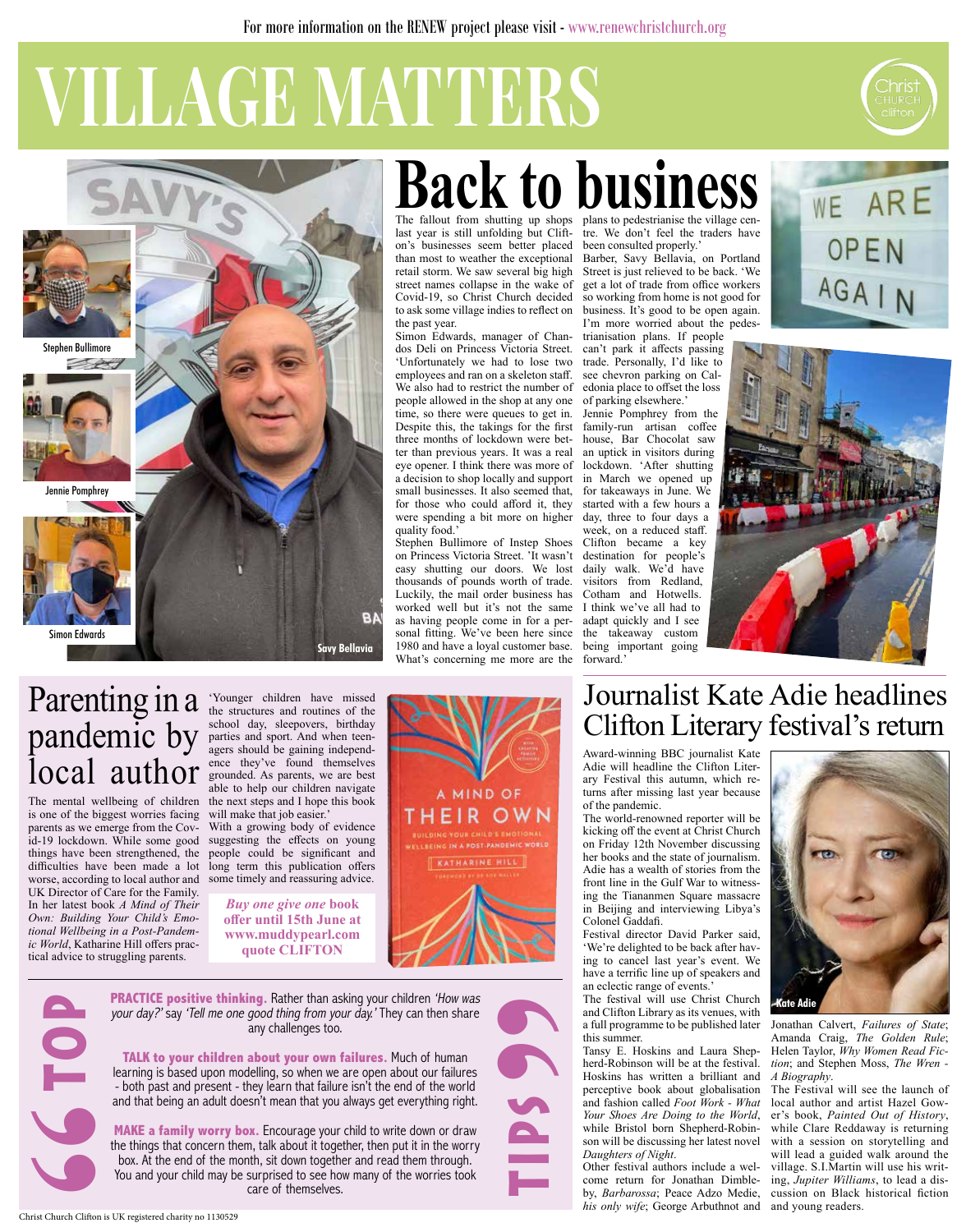For more information on the RENEW project please visit - www.renewchristchurch.org

# VILLAGE MATTERS

# Back to business

Stephen Bullimore

Jennie Pomphrey

Simon Edwards

Savy Bellavia

The fallout from shutting up shops last year is still unfolding but Clifton's businesses seem better placed than most to weather the exceptional retail storm. We saw several big high street names collapse in the wake of Covid-19, so Christ Church decided to ask some village indies to reflect on the past year.

Simon Edwards, manager of Chandos Deli on Princess Victoria Street. 'Unfortunately we had to lose two employees and ran on a skeleton staff. We also had to restrict the number of people allowed in the shop at any one time, so there were queues to get in. Despite this, the takings for the first three months of lockdown were better than previous years. It was a real eye opener. I think there was more of a decision to shop locally and support small businesses. It also seemed that, for those who could afford it, they were spending a bit more on higher quality food.'

Stephen Bullimore of Instep Shoes on Princess Victoria Street. 'It wasn't easy shutting our doors. We lost thousands of pounds worth of trade. Luckily, the mail order business has worked well but it's not the same as having people come in for a personal fitting. We've been here since 1980 and have a loyal customer base. What's concerning me more are the plans to pedestrianise the village centre. We don't feel the traders have been consulted properly.'

Barber, Savy Bellavia, on Portland Street is just relieved to be back. 'We get a lot of trade from office workers so working from home is not good for business. It's good to be open again. I'm more worried about the pedestrianisation plans. If people can't park it affects passing trade. Personally, I'd like to see chevron parking on Caledonia place to offset the loss of parking elsewhere.'

Jennie Pomphrey from the family-run artisan coffee house, Bar Chocolat saw an uptick in visitors during lockdown. 'After shutting in March we opened up for takeaways in June. We started with a few hours a day, three to four days a week, on a reduced staff. Clifton became a key destination for people's daily walk. We'd have visitors from Redland, Cotham and Hotwells. I think we've all had to adapt quickly and I see the takeaway custom being important going forward.'

WE ARE OPEN AGAIN

## Parenting in a pandemic by local author

The mental wellbeing of children is one of the biggest worries facing parents as we emerge from the Covid-19 lockdown. While some good things have been strengthened, the difficulties have been made a lot worse, according to local author and UK Director of Care for the Family. In her latest book *A Mind of Their Own: Building Your Child's Emotional Wellbeing in a Post-Pandemic World*, Katharine Hill offers practical advice to struggling parents.

'Younger children have missed the structures and routines of the school day, sleepovers, birthday parties and sport. And when teenagers should be gaining independence they've found themselves grounded. As parents, we are best able to help our children navigate the next steps and I hope this book will make that job easier.'

With a growing body of evidence suggesting the effects on young people could be significant and long term this publication offers some timely and reassuring advice.

***Buy one give one* book offer until 15th June at www.muddypearl.com quote CLIFTON**

A MIND OF THEIR OWN — BUILDING YOUR CHILD'S EMOTIONAL WELLBEING IN A POST-PANDEMIC WORLD — KATHARINE HILL — FOREWORD BY DR ROB WALLER

### TOP TIPS

**PRACTICE positive thinking.** Rather than asking your children *'How was your day?'* say *'Tell me one good thing from your day.'* They can then share any challenges too.

**TALK to your children about your own failures.** Much of human learning is based upon modelling, so when we are open about our failures - both past and present - they learn that failure isn't the end of the world and that being an adult doesn't mean that you always get everything right.

**MAKE a family worry box.** Encourage your child to write down or draw the things that concern them, talk about it together, then put it in the worry box. At the end of the month, sit down together and read them through. You and your child may be surprised to see how many of the worries took care of themselves.

## Journalist Kate Adie headlines Clifton Literary festival's return

Award-winning BBC journalist Kate Adie will headline the Clifton Literary Festival this autumn, which returns after missing last year because of the pandemic.

The world-renowned reporter will be kicking off the event at Christ Church on Friday 12th November discussing her books and the state of journalism. Adie has a wealth of stories from the front line in the Gulf War to witnessing the Tiananmen Square massacre in Beijing and interviewing Libya's Colonel Gaddafi.

Festival director David Parker said, 'We're delighted to be back after having to cancel last year's event. We have a terrific line up of speakers and an eclectic range of events.'

The festival will use Christ Church and Clifton Library as its venues, with a full programme to be published later this summer.

Tansy E. Hoskins and Laura Shepherd-Robinson will be at the festival. Hoskins has written a brilliant and perceptive book about globalisation and fashion called *Foot Work - What Your Shoes Are Doing to the World*, while Bristol born Shepherd-Robinson will be discussing her latest novel *Daughters of Night*.

Other festival authors include a welcome return for Jonathan Dimbleby, *Barbarossa*; Peace Adzo Medie, *his only wife*; George Arbuthnot and Jonathan Calvert, *Failures of State*; Amanda Craig, *The Golden Rule*; Helen Taylor, *Why Women Read Fiction*; and Stephen Moss, *The Wren - A Biography*.

The Festival will see the launch of local author and artist Hazel Gower's book, *Painted Out of History*, while Clare Reddaway is returning with a session on storytelling and will lead a guided walk around the village. S.I.Martin will use his writing, *Jupiter Williams*, to lead a discussion on Black historical fiction and young readers.

Kate Adie

Christ Church Clifton is UK registered charity no 1130529